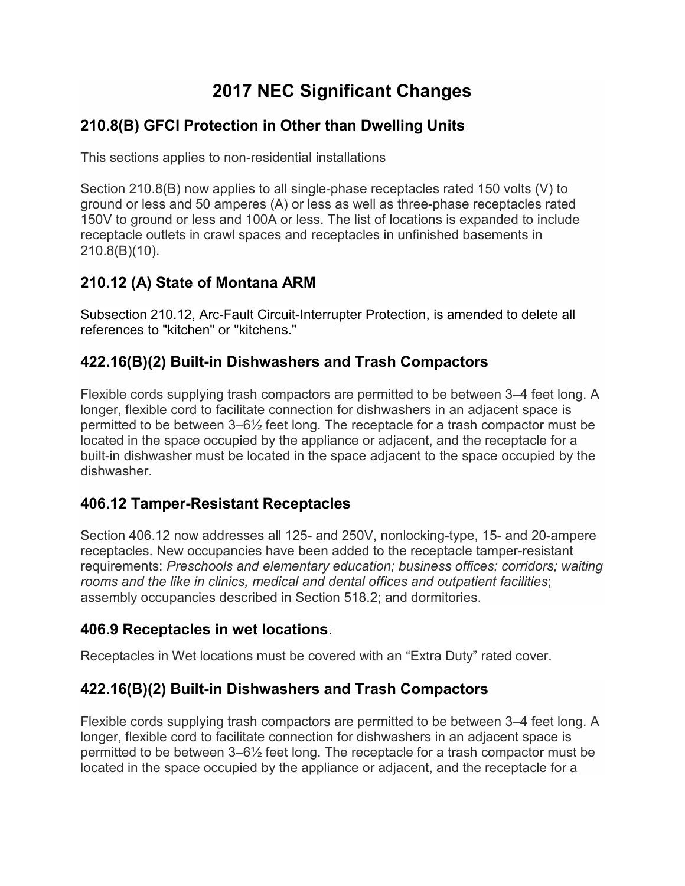# 2017 NEC Significant Changes

## 210.8(B) GFCI Protection in Other than Dwelling Units

This sections applies to non-residential installations

Section 210.8(B) now applies to all single-phase receptacles rated 150 volts (V) to ground or less and 50 amperes (A) or less as well as three-phase receptacles rated 150V to ground or less and 100A or less. The list of locations is expanded to include receptacle outlets in crawl spaces and receptacles in unfinished basements in 210.8(B)(10).

## 210.12 (A) State of Montana ARM

Subsection 210.12, Arc-Fault Circuit-Interrupter Protection, is amended to delete all references to "kitchen" or "kitchens."

## 422.16(B)(2) Built-in Dishwashers and Trash Compactors

Flexible cords supplying trash compactors are permitted to be between 3–4 feet long. A longer, flexible cord to facilitate connection for dishwashers in an adjacent space is permitted to be between 3–6½ feet long. The receptacle for a trash compactor must be located in the space occupied by the appliance or adjacent, and the receptacle for a built-in dishwasher must be located in the space adjacent to the space occupied by the dishwasher.

## 406.12 Tamper-Resistant Receptacles

Section 406.12 now addresses all 125- and 250V, nonlocking-type, 15- and 20-ampere receptacles. New occupancies have been added to the receptacle tamper-resistant requirements: *Preschools and elementary education; business offices; corridors; waiting rooms and the like in clinics, medical and dental offices and outpatient facilities*; assembly occupancies described in Section 518.2; and dormitories.

## 406.9 Receptacles in wet locations.

Receptacles in Wet locations must be covered with an "Extra Duty" rated cover.

## 422.16(B)(2) Built-in Dishwashers and Trash Compactors

Flexible cords supplying trash compactors are permitted to be between 3–4 feet long. A longer, flexible cord to facilitate connection for dishwashers in an adjacent space is permitted to be between 3–6½ feet long. The receptacle for a trash compactor must be located in the space occupied by the appliance or adjacent, and the receptacle for a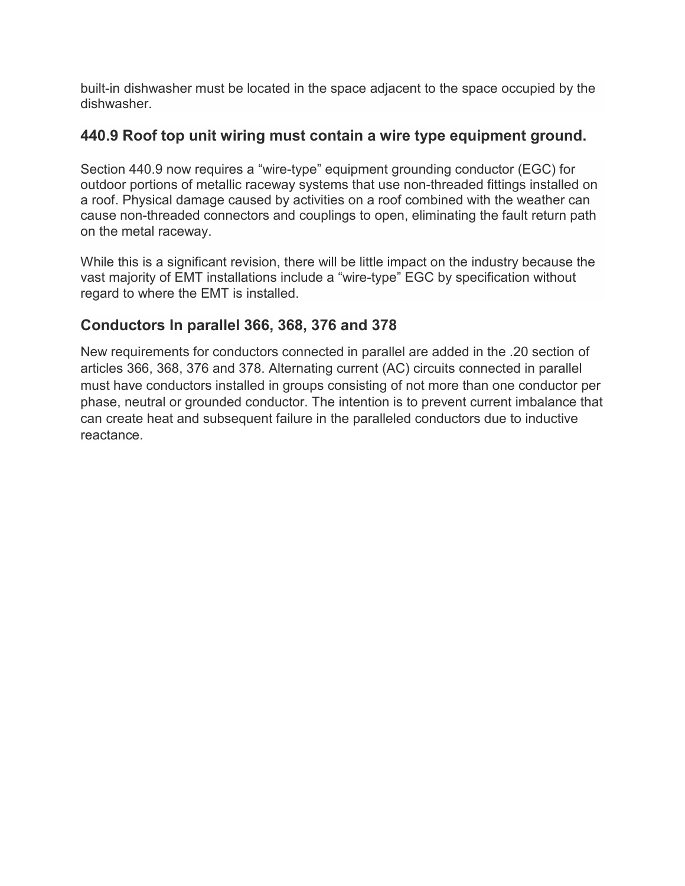built-in dishwasher must be located in the space adjacent to the space occupied by the dishwasher.

### 440.9 Roof top unit wiring must contain a wire type equipment ground.

Section 440.9 now requires a “wire-type” equipment grounding conductor (EGC) for outdoor portions of metallic raceway systems that use non-threaded fittings installed on a roof. Physical damage caused by activities on a roof combined with the weather can cause non-threaded connectors and couplings to open, eliminating the fault return path on the metal raceway.

While this is a significant revision, there will be little impact on the industry because the vast majority of EMT installations include a “wire-type” EGC by specification without regard to where the EMT is installed.

### Conductors In parallel 366, 368, 376 and 378

New requirements for conductors connected in parallel are added in the .20 section of articles 366, 368, 376 and 378. Alternating current (AC) circuits connected in parallel must have conductors installed in groups consisting of not more than one conductor per phase, neutral or grounded conductor. The intention is to prevent current imbalance that can create heat and subsequent failure in the paralleled conductors due to inductive reactance.